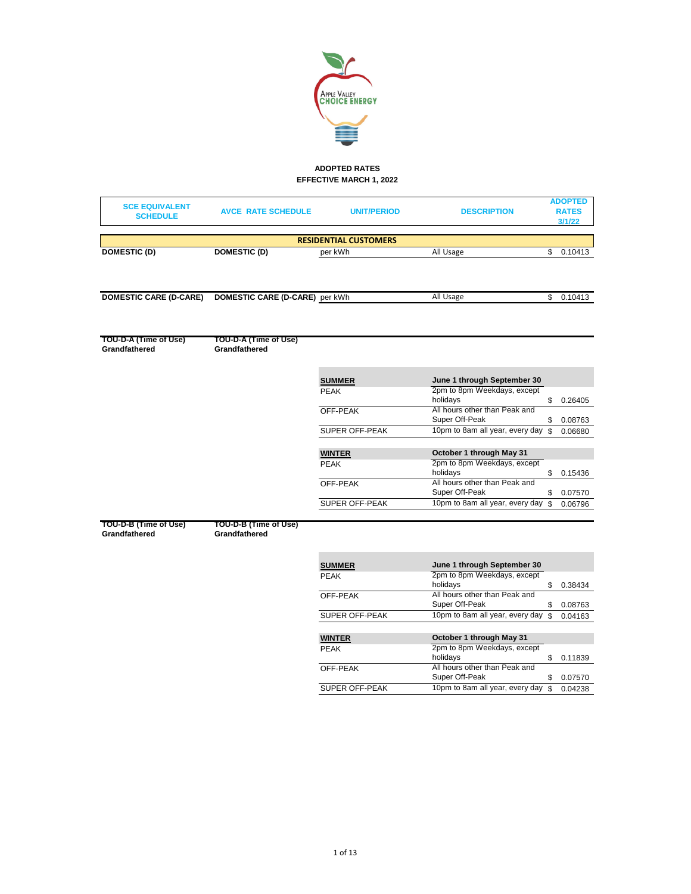Apple Valley Choice Energy

**ADOPTED RATES**
**EFFECTIVE MARCH 1, 2022**

| SCE EQUIVALENT SCHEDULE | AVCE RATE SCHEDULE | UNIT/PERIOD | DESCRIPTION | ADOPTED RATES 3/1/22 |
|---|---|---|---|---|
| **RESIDENTIAL CUSTOMERS** | | | | |
| **DOMESTIC (D)** | **DOMESTIC (D)** | per kWh | All Usage | $ 0.10413 |
| **DOMESTIC CARE (D-CARE)** | **DOMESTIC CARE (D-CARE)** | per kWh | All Usage | $ 0.10413 |
| **TOU-D-A (Time of Use) Grandfathered** | **TOU-D-A (Time of Use) Grandfathered** | | | |
| | | **SUMMER** | **June 1 through September 30** | |
| | | PEAK | 2pm to 8pm Weekdays, except holidays | $ 0.26405 |
| | | OFF-PEAK | All hours other than Peak and Super Off-Peak | $ 0.08763 |
| | | SUPER OFF-PEAK | 10pm to 8am all year, every day | $ 0.06680 |
| | | **WINTER** | **October 1 through May 31** | |
| | | PEAK | 2pm to 8pm Weekdays, except holidays | $ 0.15436 |
| | | OFF-PEAK | All hours other than Peak and Super Off-Peak | $ 0.07570 |
| | | SUPER OFF-PEAK | 10pm to 8am all year, every day | $ 0.06796 |
| **TOU-D-B (Time of Use) Grandfathered** | **TOU-D-B (Time of Use) Grandfathered** | | | |
| | | **SUMMER** | **June 1 through September 30** | |
| | | PEAK | 2pm to 8pm Weekdays, except holidays | $ 0.38434 |
| | | OFF-PEAK | All hours other than Peak and Super Off-Peak | $ 0.08763 |
| | | SUPER OFF-PEAK | 10pm to 8am all year, every day | $ 0.04163 |
| | | **WINTER** | **October 1 through May 31** | |
| | | PEAK | 2pm to 8pm Weekdays, except holidays | $ 0.11839 |
| | | OFF-PEAK | All hours other than Peak and Super Off-Peak | $ 0.07570 |
| | | SUPER OFF-PEAK | 10pm to 8am all year, every day | $ 0.04238 |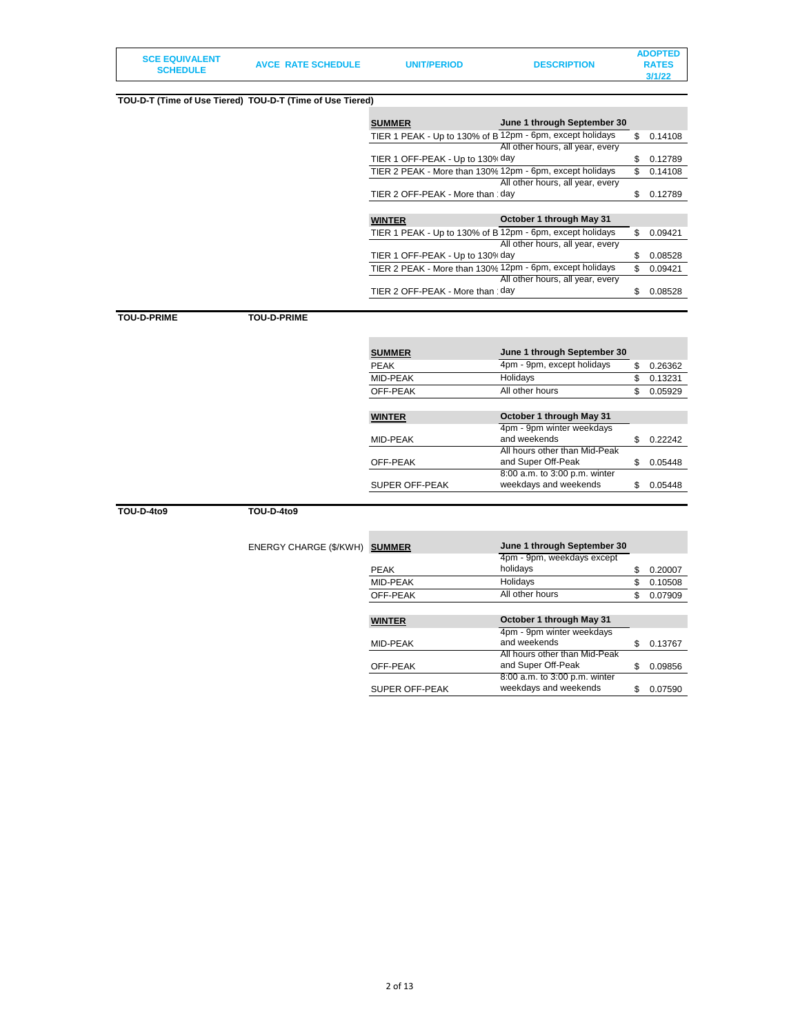| SCE EQUIVALENT SCHEDULE | AVCE RATE SCHEDULE | UNIT/PERIOD | DESCRIPTION | ADOPTED RATES 3/1/22 |
|---|---|---|---|---|
| **TOU-D-T (Time of Use Tiered)** | **TOU-D-T (Time of Use Tiered)** | | | |
| | | **SUMMER** | **June 1 through September 30** | |
| | | TIER 1 PEAK - Up to 130% of B | 12pm - 6pm, except holidays | $ 0.14108 |
| | | TIER 1 OFF-PEAK - Up to 130% | All other hours, all year, every day | $ 0.12789 |
| | | TIER 2 PEAK - More than 130% | 12pm - 6pm, except holidays | $ 0.14108 |
| | | TIER 2 OFF-PEAK - More than : | All other hours, all year, every day | $ 0.12789 |
| | | **WINTER** | **October 1 through May 31** | |
| | | TIER 1 PEAK - Up to 130% of B | 12pm - 6pm, except holidays | $ 0.09421 |
| | | TIER 1 OFF-PEAK - Up to 130% | All other hours, all year, every day | $ 0.08528 |
| | | TIER 2 PEAK - More than 130% | 12pm - 6pm, except holidays | $ 0.09421 |
| | | TIER 2 OFF-PEAK - More than : | All other hours, all year, every day | $ 0.08528 |
| **TOU-D-PRIME** | **TOU-D-PRIME** | | | |
| | | **SUMMER** | **June 1 through September 30** | |
| | | PEAK | 4pm - 9pm, except holidays | $ 0.26362 |
| | | MID-PEAK | Holidays | $ 0.13231 |
| | | OFF-PEAK | All other hours | $ 0.05929 |
| | | **WINTER** | **October 1 through May 31** | |
| | | MID-PEAK | 4pm - 9pm winter weekdays and weekends | $ 0.22242 |
| | | OFF-PEAK | All hours other than Mid-Peak and Super Off-Peak | $ 0.05448 |
| | | SUPER OFF-PEAK | 8:00 a.m. to 3:00 p.m. winter weekdays and weekends | $ 0.05448 |
| **TOU-D-4to9** | **TOU-D-4to9** | | | |
| | ENERGY CHARGE ($/KWH) | **SUMMER** | **June 1 through September 30** | |
| | | PEAK | 4pm - 9pm, weekdays except holidays | $ 0.20007 |
| | | MID-PEAK | Holidays | $ 0.10508 |
| | | OFF-PEAK | All other hours | $ 0.07909 |
| | | **WINTER** | **October 1 through May 31** | |
| | | MID-PEAK | 4pm - 9pm winter weekdays and weekends | $ 0.13767 |
| | | OFF-PEAK | All hours other than Mid-Peak and Super Off-Peak | $ 0.09856 |
| | | SUPER OFF-PEAK | 8:00 a.m. to 3:00 p.m. winter weekdays and weekends | $ 0.07590 |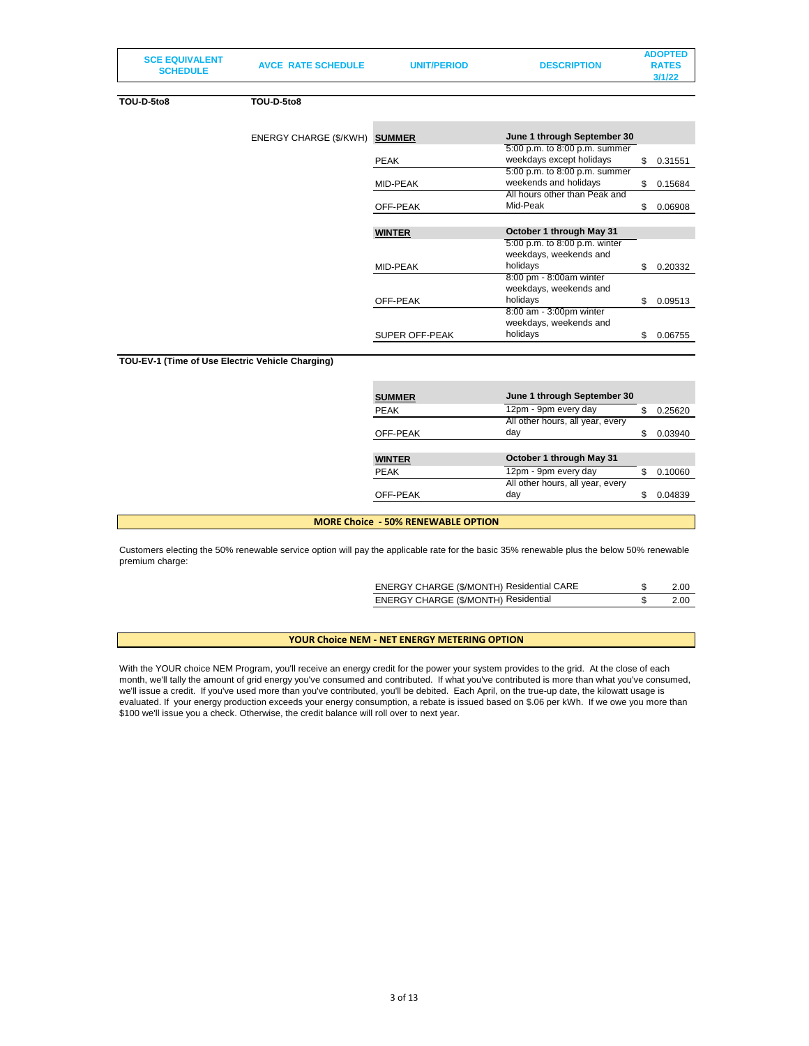| SCE EQUIVALENT SCHEDULE | AVCE RATE SCHEDULE | UNIT/PERIOD | DESCRIPTION | ADOPTED RATES 3/1/22 |
|---|---|---|---|---|
| **TOU-D-5to8** | **TOU-D-5to8** | | | |
| | ENERGY CHARGE ($/KWH) | **SUMMER** | **June 1 through September 30** | |
| | | PEAK | 5:00 p.m. to 8:00 p.m. summer weekdays except holidays | $ 0.31551 |
| | | MID-PEAK | 5:00 p.m. to 8:00 p.m. summer weekends and holidays | $ 0.15684 |
| | | OFF-PEAK | All hours other than Peak and Mid-Peak | $ 0.06908 |
| | | **WINTER** | **October 1 through May 31** | |
| | | MID-PEAK | 5:00 p.m. to 8:00 p.m. winter weekdays, weekends and holidays | $ 0.20332 |
| | | OFF-PEAK | 8:00 pm - 8:00am winter weekdays, weekends and holidays | $ 0.09513 |
| | | SUPER OFF-PEAK | 8:00 am - 3:00pm winter weekdays, weekends and holidays | $ 0.06755 |
| **TOU-EV-1 (Time of Use Electric Vehicle Charging)** | | | | |
| | | **SUMMER** | **June 1 through September 30** | |
| | | PEAK | 12pm - 9pm every day | $ 0.25620 |
| | | OFF-PEAK | All other hours, all year, every day | $ 0.03940 |
| | | **WINTER** | **October 1 through May 31** | |
| | | PEAK | 12pm - 9pm every day | $ 0.10060 |
| | | OFF-PEAK | All other hours, all year, every day | $ 0.04839 |

**MORE Choice - 50% RENEWABLE OPTION**

Customers electing the 50% renewable service option will pay the applicable rate for the basic 35% renewable plus the below 50% renewable premium charge:

| | | |
|---|---|---|
| ENERGY CHARGE ($/MONTH) | Residential CARE | $ 2.00 |
| ENERGY CHARGE ($/MONTH) | Residential | $ 2.00 |

**YOUR Choice NEM - NET ENERGY METERING OPTION**

With the YOUR choice NEM Program, you'll receive an energy credit for the power your system provides to the grid. At the close of each month, we'll tally the amount of grid energy you've consumed and contributed. If what you've contributed is more than what you've consumed, we'll issue a credit. If you've used more than you've contributed, you'll be debited. Each April, on the true-up date, the kilowatt usage is evaluated. If your energy production exceeds your energy consumption, a rebate is issued based on $.06 per kWh. If we owe you more than $100 we'll issue you a check. Otherwise, the credit balance will roll over to next year.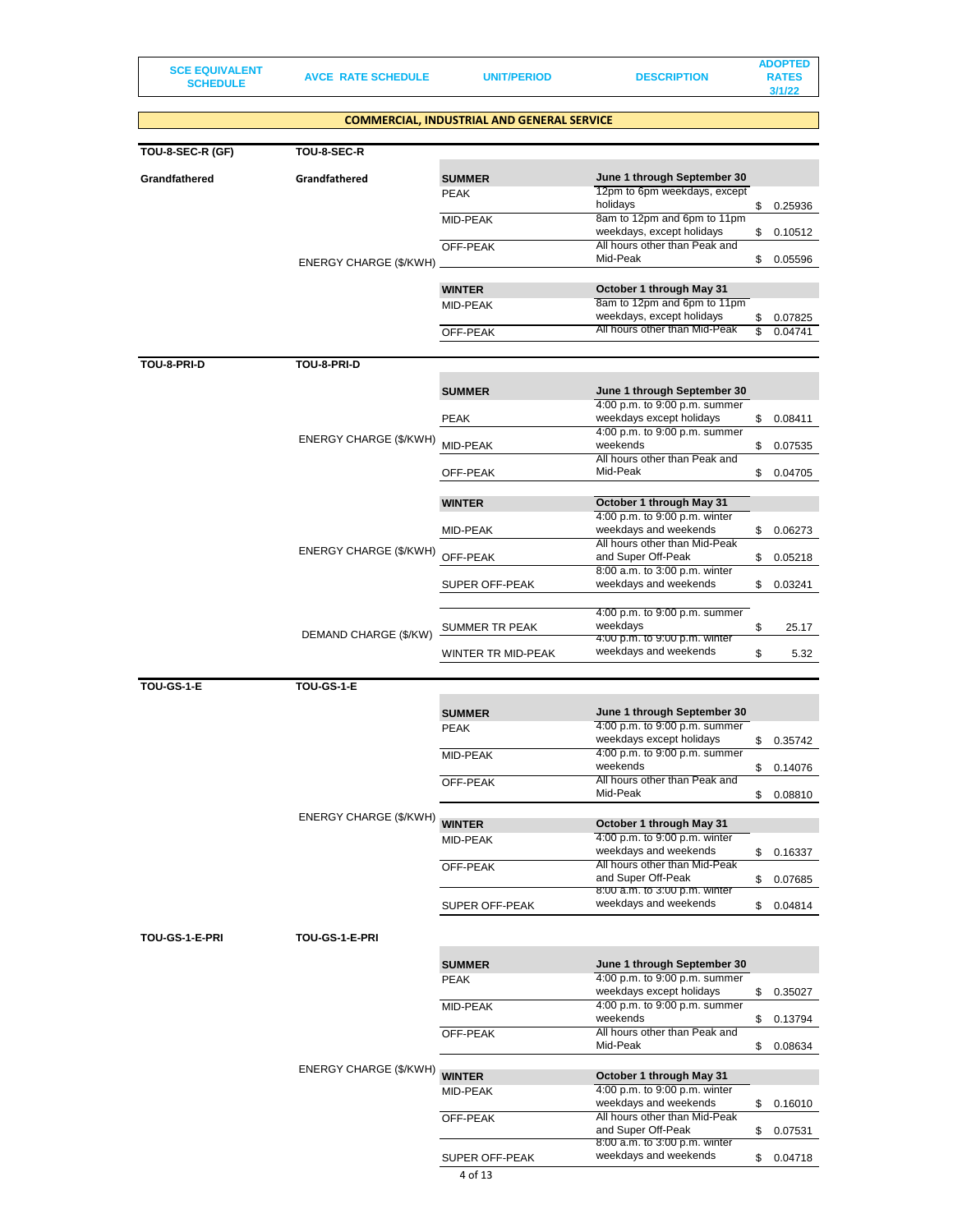| SCE EQUIVALENT SCHEDULE | AVCE RATE SCHEDULE | UNIT/PERIOD | DESCRIPTION | ADOPTED RATES 3/1/22 |
|---|---|---|---|---|

**COMMERCIAL, INDUSTRIAL AND GENERAL SERVICE**

| SCE EQUIVALENT SCHEDULE | AVCE RATE SCHEDULE | UNIT/PERIOD | DESCRIPTION | ADOPTED RATES 3/1/22 |
|---|---|---|---|---|
| **TOU-8-SEC-R (GF)** | **TOU-8-SEC-R** | | | |
| **Grandfathered** | **Grandfathered** | **SUMMER** | **June 1 through September 30** | |
| | | PEAK | 12pm to 6pm weekdays, except holidays | $ 0.25936 |
| | | MID-PEAK | 8am to 12pm and 6pm to 11pm weekdays, except holidays | $ 0.10512 |
| | ENERGY CHARGE ($/KWH) | OFF-PEAK | All hours other than Peak and Mid-Peak | $ 0.05596 |
| | | **WINTER** | **October 1 through May 31** | |
| | | MID-PEAK | 8am to 12pm and 6pm to 11pm weekdays, except holidays | $ 0.07825 |
| | | OFF-PEAK | All hours other than Mid-Peak | $ 0.04741 |
| **TOU-8-PRI-D** | **TOU-8-PRI-D** | | | |
| | | **SUMMER** | **June 1 through September 30** | |
| | | PEAK | 4:00 p.m. to 9:00 p.m. summer weekdays except holidays | $ 0.08411 |
| | ENERGY CHARGE ($/KWH) | MID-PEAK | 4:00 p.m. to 9:00 p.m. summer weekends | $ 0.07535 |
| | | OFF-PEAK | All hours other than Peak and Mid-Peak | $ 0.04705 |
| | | **WINTER** | **October 1 through May 31** | |
| | | MID-PEAK | 4:00 p.m. to 9:00 p.m. winter weekdays and weekends | $ 0.06273 |
| | ENERGY CHARGE ($/KWH) | OFF-PEAK | All hours other than Mid-Peak and Super Off-Peak | $ 0.05218 |
| | | SUPER OFF-PEAK | 8:00 a.m. to 3:00 p.m. winter weekdays and weekends | $ 0.03241 |
| | DEMAND CHARGE ($/KW) | SUMMER TR PEAK | 4:00 p.m. to 9:00 p.m. summer weekdays | $ 25.17 |
| | | WINTER TR MID-PEAK | 4:00 p.m. to 9:00 p.m. winter weekdays and weekends | $ 5.32 |
| **TOU-GS-1-E** | **TOU-GS-1-E** | | | |
| | | **SUMMER** | **June 1 through September 30** | |
| | | PEAK | 4:00 p.m. to 9:00 p.m. summer weekdays except holidays | $ 0.35742 |
| | | MID-PEAK | 4:00 p.m. to 9:00 p.m. summer weekends | $ 0.14076 |
| | | OFF-PEAK | All hours other than Peak and Mid-Peak | $ 0.08810 |
| | ENERGY CHARGE ($/KWH) | **WINTER** | **October 1 through May 31** | |
| | | MID-PEAK | 4:00 p.m. to 9:00 p.m. winter weekdays and weekends | $ 0.16337 |
| | | OFF-PEAK | All hours other than Mid-Peak and Super Off-Peak | $ 0.07685 |
| | | SUPER OFF-PEAK | 8:00 a.m. to 3:00 p.m. winter weekdays and weekends | $ 0.04814 |
| **TOU-GS-1-E-PRI** | **TOU-GS-1-E-PRI** | | | |
| | | **SUMMER** | **June 1 through September 30** | |
| | | PEAK | 4:00 p.m. to 9:00 p.m. summer weekdays except holidays | $ 0.35027 |
| | | MID-PEAK | 4:00 p.m. to 9:00 p.m. summer weekends | $ 0.13794 |
| | | OFF-PEAK | All hours other than Peak and Mid-Peak | $ 0.08634 |
| | ENERGY CHARGE ($/KWH) | **WINTER** | **October 1 through May 31** | |
| | | MID-PEAK | 4:00 p.m. to 9:00 p.m. winter weekdays and weekends | $ 0.16010 |
| | | OFF-PEAK | All hours other than Mid-Peak and Super Off-Peak | $ 0.07531 |
| | | SUPER OFF-PEAK | 8:00 a.m. to 3:00 p.m. winter weekdays and weekends | $ 0.04718 |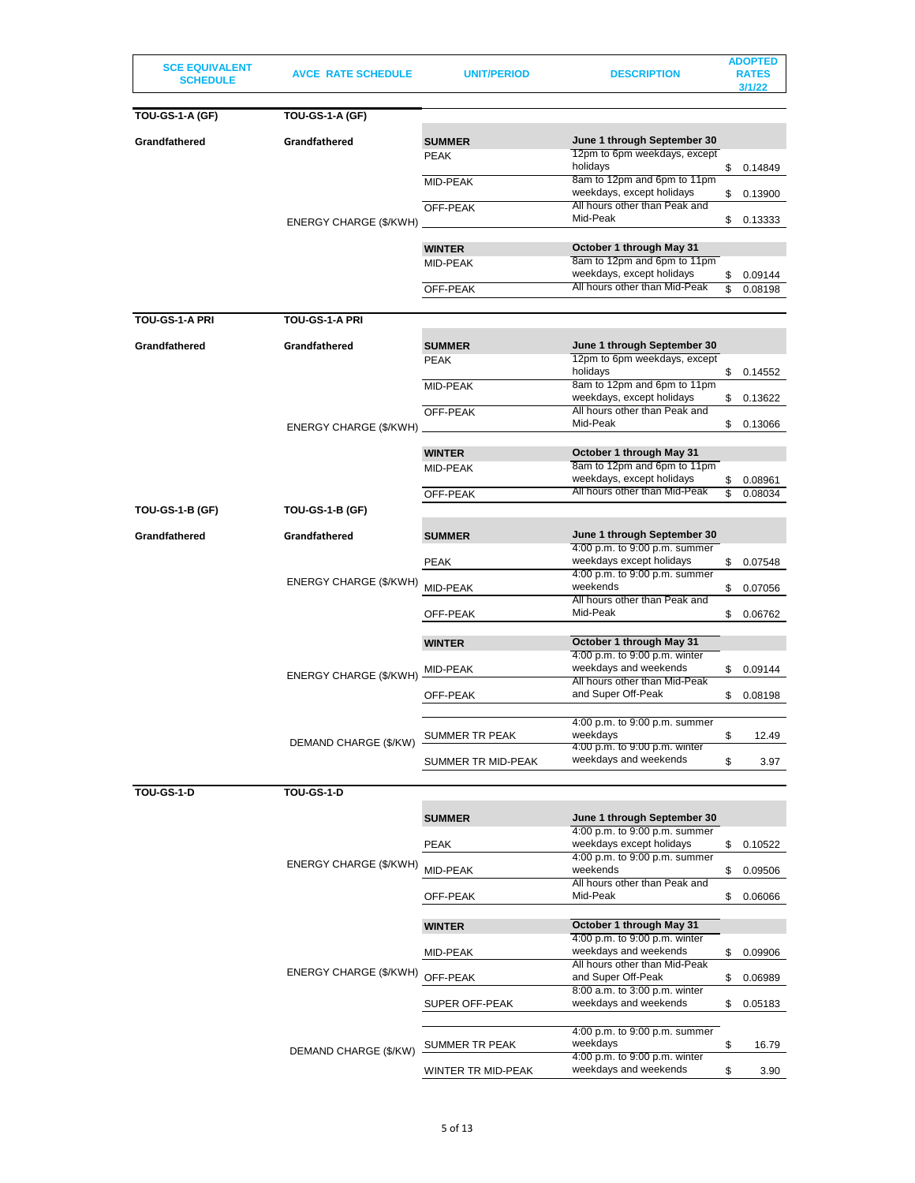| SCE EQUIVALENT SCHEDULE | AVCE RATE SCHEDULE | UNIT/PERIOD | DESCRIPTION | ADOPTED RATES 3/1/22 |
|---|---|---|---|---|
| **TOU-GS-1-A (GF)** | **TOU-GS-1-A (GF)** | | | |
| **Grandfathered** | **Grandfathered** | **SUMMER** | **June 1 through September 30** | |
| | | PEAK | 12pm to 6pm weekdays, except holidays | $ 0.14849 |
| | | MID-PEAK | 8am to 12pm and 6pm to 11pm weekdays, except holidays | $ 0.13900 |
| | ENERGY CHARGE ($/KWH) | OFF-PEAK | All hours other than Peak and Mid-Peak | $ 0.13333 |
| | | **WINTER** | **October 1 through May 31** | |
| | | MID-PEAK | 8am to 12pm and 6pm to 11pm weekdays, except holidays | $ 0.09144 |
| | | OFF-PEAK | All hours other than Mid-Peak | $ 0.08198 |
| **TOU-GS-1-A PRI** | **TOU-GS-1-A PRI** | | | |
| **Grandfathered** | **Grandfathered** | **SUMMER** | **June 1 through September 30** | |
| | | PEAK | 12pm to 6pm weekdays, except holidays | $ 0.14552 |
| | | MID-PEAK | 8am to 12pm and 6pm to 11pm weekdays, except holidays | $ 0.13622 |
| | ENERGY CHARGE ($/KWH) | OFF-PEAK | All hours other than Peak and Mid-Peak | $ 0.13066 |
| | | **WINTER** | **October 1 through May 31** | |
| | | MID-PEAK | 8am to 12pm and 6pm to 11pm weekdays, except holidays | $ 0.08961 |
| | | OFF-PEAK | All hours other than Mid-Peak | $ 0.08034 |
| **TOU-GS-1-B (GF)** | **TOU-GS-1-B (GF)** | | | |
| **Grandfathered** | **Grandfathered** | **SUMMER** | **June 1 through September 30** | |
| | | PEAK | 4:00 p.m. to 9:00 p.m. summer weekdays except holidays | $ 0.07548 |
| | ENERGY CHARGE ($/KWH) | MID-PEAK | 4:00 p.m. to 9:00 p.m. summer weekends | $ 0.07056 |
| | | OFF-PEAK | All hours other than Peak and Mid-Peak | $ 0.06762 |
| | | **WINTER** | **October 1 through May 31** | |
| | ENERGY CHARGE ($/KWH) | MID-PEAK | 4:00 p.m. to 9:00 p.m. winter weekdays and weekends | $ 0.09144 |
| | | OFF-PEAK | All hours other than Mid-Peak and Super Off-Peak | $ 0.08198 |
| | DEMAND CHARGE ($/KW) | SUMMER TR PEAK | 4:00 p.m. to 9:00 p.m. summer weekdays | $ 12.49 |
| | | SUMMER TR MID-PEAK | 4:00 p.m. to 9:00 p.m. winter weekdays and weekends | $ 3.97 |
| **TOU-GS-1-D** | **TOU-GS-1-D** | | | |
| | | **SUMMER** | **June 1 through September 30** | |
| | | PEAK | 4:00 p.m. to 9:00 p.m. summer weekdays except holidays | $ 0.10522 |
| | ENERGY CHARGE ($/KWH) | MID-PEAK | 4:00 p.m. to 9:00 p.m. summer weekends | $ 0.09506 |
| | | OFF-PEAK | All hours other than Peak and Mid-Peak | $ 0.06066 |
| | | **WINTER** | **October 1 through May 31** | |
| | | MID-PEAK | 4:00 p.m. to 9:00 p.m. winter weekdays and weekends | $ 0.09906 |
| | ENERGY CHARGE ($/KWH) | OFF-PEAK | All hours other than Mid-Peak and Super Off-Peak | $ 0.06989 |
| | | SUPER OFF-PEAK | 8:00 a.m. to 3:00 p.m. winter weekdays and weekends | $ 0.05183 |
| | DEMAND CHARGE ($/KW) | SUMMER TR PEAK | 4:00 p.m. to 9:00 p.m. summer weekdays | $ 16.79 |
| | | WINTER TR MID-PEAK | 4:00 p.m. to 9:00 p.m. winter weekdays and weekends | $ 3.90 |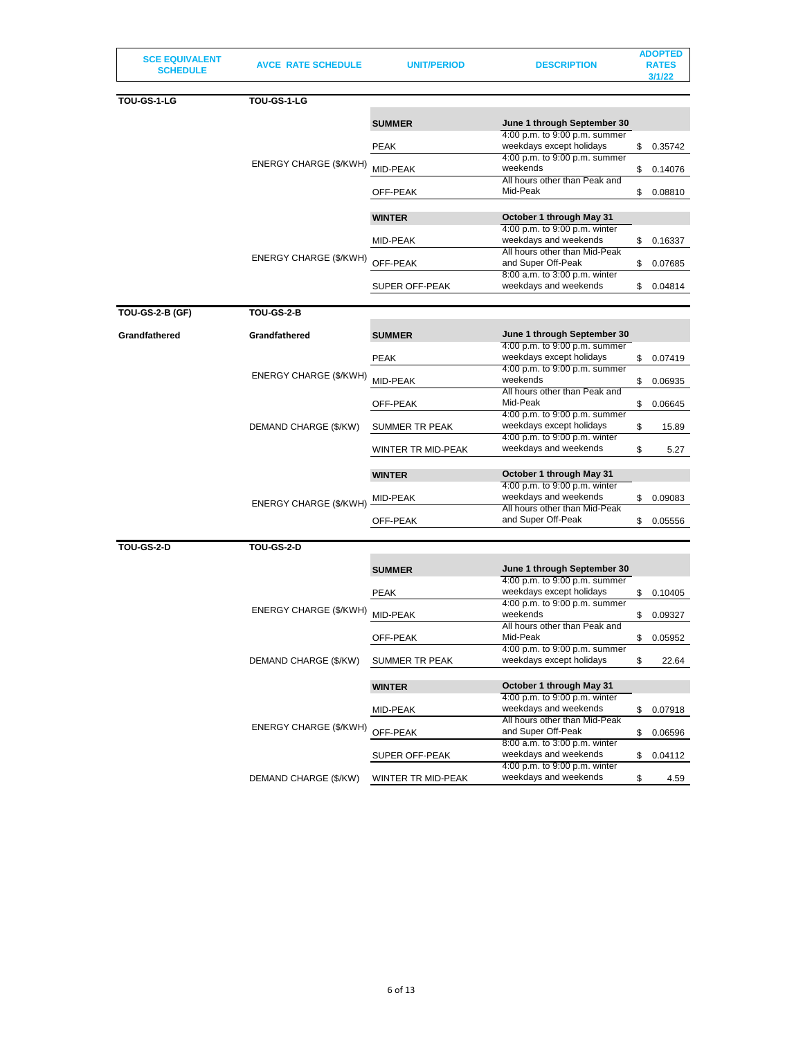| SCE EQUIVALENT SCHEDULE | AVCE RATE SCHEDULE | UNIT/PERIOD | DESCRIPTION | ADOPTED RATES 3/1/22 |
|---|---|---|---|---|
| **TOU-GS-1-LG** | **TOU-GS-1-LG** | | | |
| | | **SUMMER** | **June 1 through September 30** | |
| | ENERGY CHARGE ($/KWH) | PEAK | 4:00 p.m. to 9:00 p.m. summer weekdays except holidays | $ 0.35742 |
| | | MID-PEAK | 4:00 p.m. to 9:00 p.m. summer weekends | $ 0.14076 |
| | | OFF-PEAK | All hours other than Peak and Mid-Peak | $ 0.08810 |
| | | **WINTER** | **October 1 through May 31** | |
| | ENERGY CHARGE ($/KWH) | MID-PEAK | 4:00 p.m. to 9:00 p.m. winter weekdays and weekends | $ 0.16337 |
| | | OFF-PEAK | All hours other than Mid-Peak and Super Off-Peak | $ 0.07685 |
| | | SUPER OFF-PEAK | 8:00 a.m. to 3:00 p.m. winter weekdays and weekends | $ 0.04814 |
| **TOU-GS-2-B (GF)** | **TOU-GS-2-B** | | | |
| **Grandfathered** | **Grandfathered** | **SUMMER** | **June 1 through September 30** | |
| | ENERGY CHARGE ($/KWH) | PEAK | 4:00 p.m. to 9:00 p.m. summer weekdays except holidays | $ 0.07419 |
| | | MID-PEAK | 4:00 p.m. to 9:00 p.m. summer weekends | $ 0.06935 |
| | | OFF-PEAK | All hours other than Peak and Mid-Peak | $ 0.06645 |
| | DEMAND CHARGE ($/KW) | SUMMER TR PEAK | 4:00 p.m. to 9:00 p.m. summer weekdays except holidays | $ 15.89 |
| | | WINTER TR MID-PEAK | 4:00 p.m. to 9:00 p.m. winter weekdays and weekends | $ 5.27 |
| | | **WINTER** | **October 1 through May 31** | |
| | ENERGY CHARGE ($/KWH) | MID-PEAK | 4:00 p.m. to 9:00 p.m. winter weekdays and weekends | $ 0.09083 |
| | | OFF-PEAK | All hours other than Mid-Peak and Super Off-Peak | $ 0.05556 |
| **TOU-GS-2-D** | **TOU-GS-2-D** | | | |
| | | **SUMMER** | **June 1 through September 30** | |
| | ENERGY CHARGE ($/KWH) | PEAK | 4:00 p.m. to 9:00 p.m. summer weekdays except holidays | $ 0.10405 |
| | | MID-PEAK | 4:00 p.m. to 9:00 p.m. summer weekends | $ 0.09327 |
| | | OFF-PEAK | All hours other than Peak and Mid-Peak | $ 0.05952 |
| | DEMAND CHARGE ($/KW) | SUMMER TR PEAK | 4:00 p.m. to 9:00 p.m. summer weekdays except holidays | $ 22.64 |
| | | **WINTER** | **October 1 through May 31** | |
| | ENERGY CHARGE ($/KWH) | MID-PEAK | 4:00 p.m. to 9:00 p.m. winter weekdays and weekends | $ 0.07918 |
| | | OFF-PEAK | All hours other than Mid-Peak and Super Off-Peak | $ 0.06596 |
| | | SUPER OFF-PEAK | 8:00 a.m. to 3:00 p.m. winter weekdays and weekends | $ 0.04112 |
| | DEMAND CHARGE ($/KW) | WINTER TR MID-PEAK | 4:00 p.m. to 9:00 p.m. winter weekdays and weekends | $ 4.59 |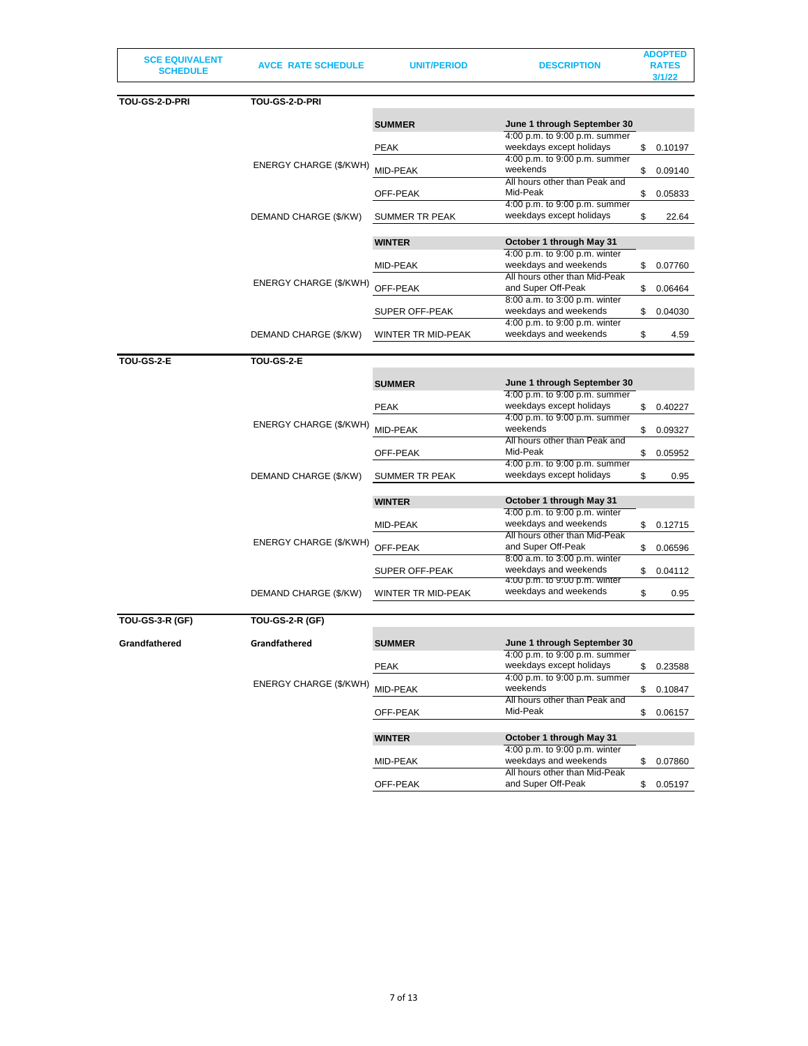| SCE EQUIVALENT SCHEDULE | AVCE RATE SCHEDULE | UNIT/PERIOD | DESCRIPTION | ADOPTED RATES 3/1/22 |
|---|---|---|---|---|
| **TOU-GS-2-D-PRI** | **TOU-GS-2-D-PRI** | | | |
| | | **SUMMER** | **June 1 through September 30** | |
| | ENERGY CHARGE ($/KWH) | PEAK | 4:00 p.m. to 9:00 p.m. summer weekdays except holidays | $ 0.10197 |
| | | MID-PEAK | 4:00 p.m. to 9:00 p.m. summer weekends | $ 0.09140 |
| | | OFF-PEAK | All hours other than Peak and Mid-Peak | $ 0.05833 |
| | DEMAND CHARGE ($/KW) | SUMMER TR PEAK | 4:00 p.m. to 9:00 p.m. summer weekdays except holidays | $ 22.64 |
| | | **WINTER** | **October 1 through May 31** | |
| | ENERGY CHARGE ($/KWH) | MID-PEAK | 4:00 p.m. to 9:00 p.m. winter weekdays and weekends | $ 0.07760 |
| | | OFF-PEAK | All hours other than Mid-Peak and Super Off-Peak | $ 0.06464 |
| | | SUPER OFF-PEAK | 8:00 a.m. to 3:00 p.m. winter weekdays and weekends | $ 0.04030 |
| | DEMAND CHARGE ($/KW) | WINTER TR MID-PEAK | 4:00 p.m. to 9:00 p.m. winter weekdays and weekends | $ 4.59 |
| **TOU-GS-2-E** | **TOU-GS-2-E** | | | |
| | | **SUMMER** | **June 1 through September 30** | |
| | ENERGY CHARGE ($/KWH) | PEAK | 4:00 p.m. to 9:00 p.m. summer weekdays except holidays | $ 0.40227 |
| | | MID-PEAK | 4:00 p.m. to 9:00 p.m. summer weekends | $ 0.09327 |
| | | OFF-PEAK | All hours other than Peak and Mid-Peak | $ 0.05952 |
| | DEMAND CHARGE ($/KW) | SUMMER TR PEAK | 4:00 p.m. to 9:00 p.m. summer weekdays except holidays | $ 0.95 |
| | | **WINTER** | **October 1 through May 31** | |
| | ENERGY CHARGE ($/KWH) | MID-PEAK | 4:00 p.m. to 9:00 p.m. winter weekdays and weekends | $ 0.12715 |
| | | OFF-PEAK | All hours other than Mid-Peak and Super Off-Peak | $ 0.06596 |
| | | SUPER OFF-PEAK | 8:00 a.m. to 3:00 p.m. winter weekdays and weekends | $ 0.04112 |
| | DEMAND CHARGE ($/KW) | WINTER TR MID-PEAK | 4:00 p.m. to 9:00 p.m. winter weekdays and weekends | $ 0.95 |
| **TOU-GS-3-R (GF)** | **TOU-GS-2-R (GF)** | | | |
| **Grandfathered** | **Grandfathered** | **SUMMER** | **June 1 through September 30** | |
| | ENERGY CHARGE ($/KWH) | PEAK | 4:00 p.m. to 9:00 p.m. summer weekdays except holidays | $ 0.23588 |
| | | MID-PEAK | 4:00 p.m. to 9:00 p.m. summer weekends | $ 0.10847 |
| | | OFF-PEAK | All hours other than Peak and Mid-Peak | $ 0.06157 |
| | | **WINTER** | **October 1 through May 31** | |
| | | MID-PEAK | 4:00 p.m. to 9:00 p.m. winter weekdays and weekends | $ 0.07860 |
| | | OFF-PEAK | All hours other than Mid-Peak and Super Off-Peak | $ 0.05197 |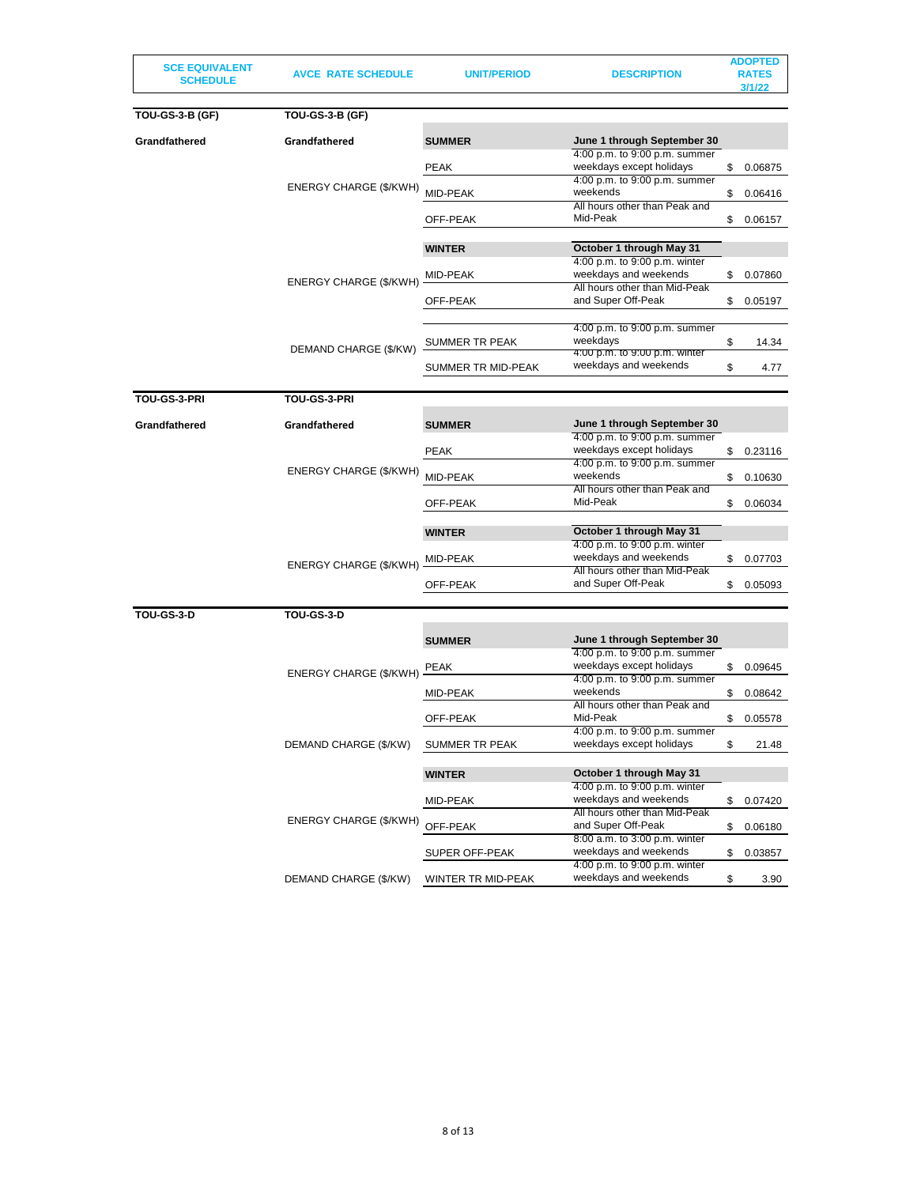| SCE EQUIVALENT SCHEDULE | AVCE RATE SCHEDULE | UNIT/PERIOD | DESCRIPTION | ADOPTED RATES 3/1/22 |
|---|---|---|---|---|
| **TOU-GS-3-B (GF)** | **TOU-GS-3-B (GF)** | | | |
| **Grandfathered** | **Grandfathered** | **SUMMER** | **June 1 through September 30** | |
| | ENERGY CHARGE ($/KWH) | PEAK | 4:00 p.m. to 9:00 p.m. summer weekdays except holidays | $ 0.06875 |
| | | MID-PEAK | 4:00 p.m. to 9:00 p.m. summer weekends | $ 0.06416 |
| | | OFF-PEAK | All hours other than Peak and Mid-Peak | $ 0.06157 |
| | | **WINTER** | **October 1 through May 31** | |
| | ENERGY CHARGE ($/KWH) | MID-PEAK | 4:00 p.m. to 9:00 p.m. winter weekdays and weekends | $ 0.07860 |
| | | OFF-PEAK | All hours other than Mid-Peak and Super Off-Peak | $ 0.05197 |
| | DEMAND CHARGE ($/KW) | SUMMER TR PEAK | 4:00 p.m. to 9:00 p.m. summer weekdays | $ 14.34 |
| | | SUMMER TR MID-PEAK | 4:00 p.m. to 9:00 p.m. winter weekdays and weekends | $ 4.77 |
| **TOU-GS-3-PRI** | **TOU-GS-3-PRI** | | | |
| **Grandfathered** | **Grandfathered** | **SUMMER** | **June 1 through September 30** | |
| | ENERGY CHARGE ($/KWH) | PEAK | 4:00 p.m. to 9:00 p.m. summer weekdays except holidays | $ 0.23116 |
| | | MID-PEAK | 4:00 p.m. to 9:00 p.m. summer weekends | $ 0.10630 |
| | | OFF-PEAK | All hours other than Peak and Mid-Peak | $ 0.06034 |
| | | **WINTER** | **October 1 through May 31** | |
| | ENERGY CHARGE ($/KWH) | MID-PEAK | 4:00 p.m. to 9:00 p.m. winter weekdays and weekends | $ 0.07703 |
| | | OFF-PEAK | All hours other than Mid-Peak and Super Off-Peak | $ 0.05093 |
| **TOU-GS-3-D** | **TOU-GS-3-D** | | | |
| | | **SUMMER** | **June 1 through September 30** | |
| | ENERGY CHARGE ($/KWH) | PEAK | 4:00 p.m. to 9:00 p.m. summer weekdays except holidays | $ 0.09645 |
| | | MID-PEAK | 4:00 p.m. to 9:00 p.m. summer weekends | $ 0.08642 |
| | | OFF-PEAK | All hours other than Peak and Mid-Peak | $ 0.05578 |
| | DEMAND CHARGE ($/KW) | SUMMER TR PEAK | 4:00 p.m. to 9:00 p.m. summer weekdays except holidays | $ 21.48 |
| | | **WINTER** | **October 1 through May 31** | |
| | ENERGY CHARGE ($/KWH) | MID-PEAK | 4:00 p.m. to 9:00 p.m. winter weekdays and weekends | $ 0.07420 |
| | | OFF-PEAK | All hours other than Mid-Peak and Super Off-Peak | $ 0.06180 |
| | | SUPER OFF-PEAK | 8:00 a.m. to 3:00 p.m. winter weekdays and weekends | $ 0.03857 |
| | DEMAND CHARGE ($/KW) | WINTER TR MID-PEAK | 4:00 p.m. to 9:00 p.m. winter weekdays and weekends | $ 3.90 |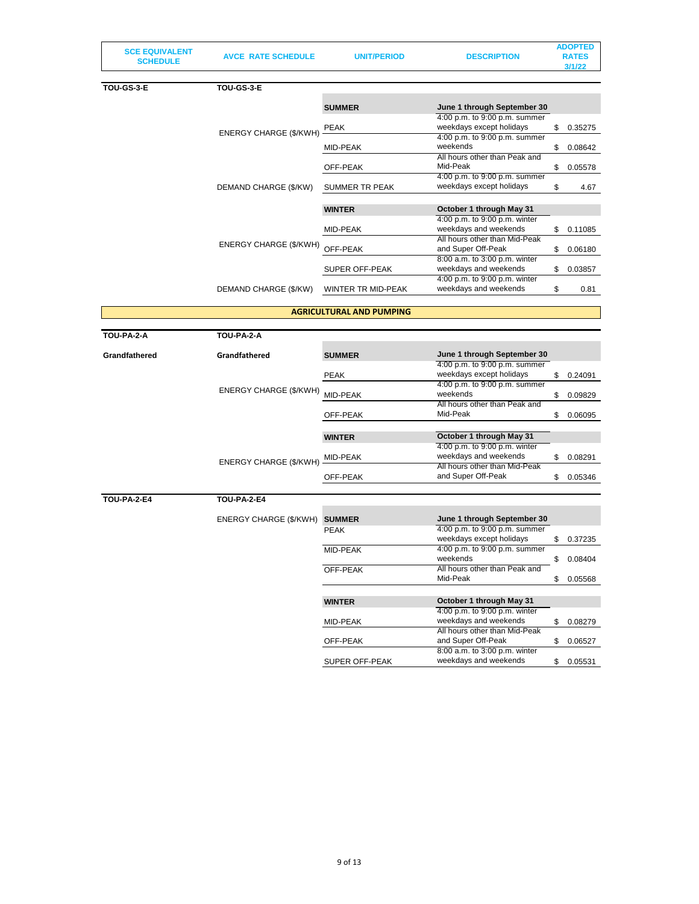| SCE EQUIVALENT SCHEDULE | AVCE RATE SCHEDULE | UNIT/PERIOD | DESCRIPTION | ADOPTED RATES 3/1/22 |
|---|---|---|---|---|
| **TOU-GS-3-E** | **TOU-GS-3-E** | | | |
| | | **SUMMER** | **June 1 through September 30** | |
| | ENERGY CHARGE ($/KWH) | PEAK | 4:00 p.m. to 9:00 p.m. summer weekdays except holidays | $ 0.35275 |
| | | MID-PEAK | 4:00 p.m. to 9:00 p.m. summer weekends | $ 0.08642 |
| | | OFF-PEAK | All hours other than Peak and Mid-Peak | $ 0.05578 |
| | DEMAND CHARGE ($/KW) | SUMMER TR PEAK | 4:00 p.m. to 9:00 p.m. summer weekdays except holidays | $ 4.67 |
| | | **WINTER** | **October 1 through May 31** | |
| | ENERGY CHARGE ($/KWH) | MID-PEAK | 4:00 p.m. to 9:00 p.m. winter weekdays and weekends | $ 0.11085 |
| | | OFF-PEAK | All hours other than Mid-Peak and Super Off-Peak | $ 0.06180 |
| | | SUPER OFF-PEAK | 8:00 a.m. to 3:00 p.m. winter weekdays and weekends | $ 0.03857 |
| | DEMAND CHARGE ($/KW) | WINTER TR MID-PEAK | 4:00 p.m. to 9:00 p.m. winter weekdays and weekends | $ 0.81 |

## AGRICULTURAL AND PUMPING

| SCE EQUIVALENT SCHEDULE | AVCE RATE SCHEDULE | UNIT/PERIOD | DESCRIPTION | ADOPTED RATES 3/1/22 |
|---|---|---|---|---|
| **TOU-PA-2-A** | **TOU-PA-2-A** | | | |
| **Grandfathered** | **Grandfathered** | **SUMMER** | **June 1 through September 30** | |
| | ENERGY CHARGE ($/KWH) | PEAK | 4:00 p.m. to 9:00 p.m. summer weekdays except holidays | $ 0.24091 |
| | | MID-PEAK | 4:00 p.m. to 9:00 p.m. summer weekends | $ 0.09829 |
| | | OFF-PEAK | All hours other than Peak and Mid-Peak | $ 0.06095 |
| | | **WINTER** | **October 1 through May 31** | |
| | ENERGY CHARGE ($/KWH) | MID-PEAK | 4:00 p.m. to 9:00 p.m. winter weekdays and weekends | $ 0.08291 |
| | | OFF-PEAK | All hours other than Mid-Peak and Super Off-Peak | $ 0.05346 |
| **TOU-PA-2-E4** | **TOU-PA-2-E4** | | | |
| | ENERGY CHARGE ($/KWH) | **SUMMER** | **June 1 through September 30** | |
| | | PEAK | 4:00 p.m. to 9:00 p.m. summer weekdays except holidays | $ 0.37235 |
| | | MID-PEAK | 4:00 p.m. to 9:00 p.m. summer weekends | $ 0.08404 |
| | | OFF-PEAK | All hours other than Peak and Mid-Peak | $ 0.05568 |
| | | **WINTER** | **October 1 through May 31** | |
| | | MID-PEAK | 4:00 p.m. to 9:00 p.m. winter weekdays and weekends | $ 0.08279 |
| | | OFF-PEAK | All hours other than Mid-Peak and Super Off-Peak | $ 0.06527 |
| | | SUPER OFF-PEAK | 8:00 a.m. to 3:00 p.m. winter weekdays and weekends | $ 0.05531 |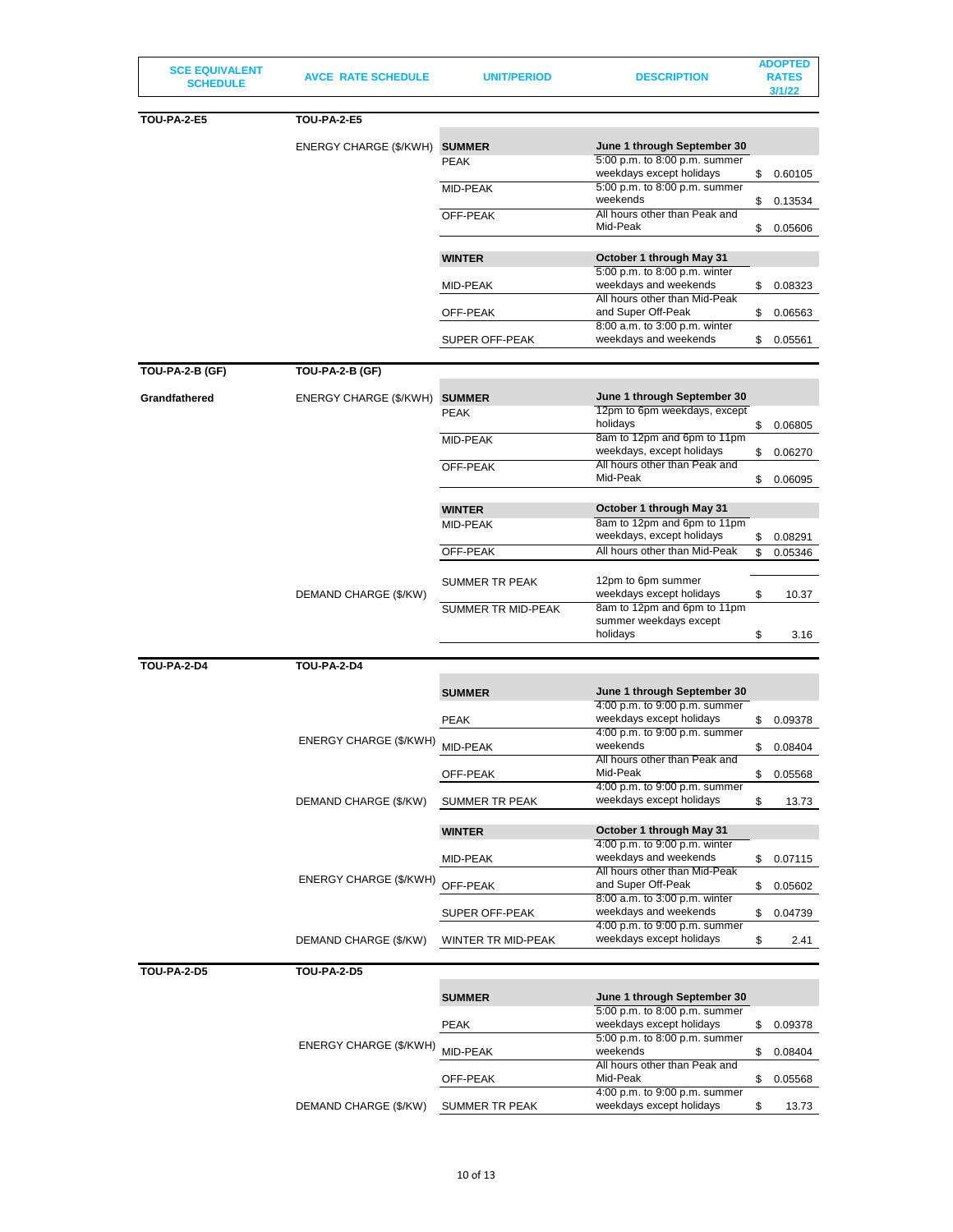| SCE EQUIVALENT SCHEDULE | AVCE RATE SCHEDULE | UNIT/PERIOD | DESCRIPTION | ADOPTED RATES 3/1/22 |
|---|---|---|---|---|
| **TOU-PA-2-E5** | **TOU-PA-2-E5** | | | |
| | ENERGY CHARGE ($/KWH) | **SUMMER** | **June 1 through September 30** | |
| | | PEAK | 5:00 p.m. to 8:00 p.m. summer weekdays except holidays | $ 0.60105 |
| | | MID-PEAK | 5:00 p.m. to 8:00 p.m. summer weekends | $ 0.13534 |
| | | OFF-PEAK | All hours other than Peak and Mid-Peak | $ 0.05606 |
| | | **WINTER** | **October 1 through May 31** | |
| | | MID-PEAK | 5:00 p.m. to 8:00 p.m. winter weekdays and weekends | $ 0.08323 |
| | | OFF-PEAK | All hours other than Mid-Peak and Super Off-Peak | $ 0.06563 |
| | | SUPER OFF-PEAK | 8:00 a.m. to 3:00 p.m. winter weekdays and weekends | $ 0.05561 |
| **TOU-PA-2-B (GF)** | **TOU-PA-2-B (GF)** | | | |
| **Grandfathered** | ENERGY CHARGE ($/KWH) | **SUMMER** | **June 1 through September 30** | |
| | | PEAK | 12pm to 6pm weekdays, except holidays | $ 0.06805 |
| | | MID-PEAK | 8am to 12pm and 6pm to 11pm weekdays, except holidays | $ 0.06270 |
| | | OFF-PEAK | All hours other than Peak and Mid-Peak | $ 0.06095 |
| | | **WINTER** | **October 1 through May 31** | |
| | | MID-PEAK | 8am to 12pm and 6pm to 11pm weekdays, except holidays | $ 0.08291 |
| | | OFF-PEAK | All hours other than Mid-Peak | $ 0.05346 |
| | DEMAND CHARGE ($/KW) | SUMMER TR PEAK | 12pm to 6pm summer weekdays except holidays | $ 10.37 |
| | | SUMMER TR MID-PEAK | 8am to 12pm and 6pm to 11pm summer weekdays except holidays | $ 3.16 |
| **TOU-PA-2-D4** | **TOU-PA-2-D4** | | | |
| | | **SUMMER** | **June 1 through September 30** | |
| | ENERGY CHARGE ($/KWH) | PEAK | 4:00 p.m. to 9:00 p.m. summer weekdays except holidays | $ 0.09378 |
| | | MID-PEAK | 4:00 p.m. to 9:00 p.m. summer weekends | $ 0.08404 |
| | | OFF-PEAK | All hours other than Peak and Mid-Peak | $ 0.05568 |
| | DEMAND CHARGE ($/KW) | SUMMER TR PEAK | 4:00 p.m. to 9:00 p.m. summer weekdays except holidays | $ 13.73 |
| | | **WINTER** | **October 1 through May 31** | |
| | ENERGY CHARGE ($/KWH) | MID-PEAK | 4:00 p.m. to 9:00 p.m. winter weekdays and weekends | $ 0.07115 |
| | | OFF-PEAK | All hours other than Mid-Peak and Super Off-Peak | $ 0.05602 |
| | | SUPER OFF-PEAK | 8:00 a.m. to 3:00 p.m. winter weekdays and weekends | $ 0.04739 |
| | DEMAND CHARGE ($/KW) | WINTER TR MID-PEAK | 4:00 p.m. to 9:00 p.m. summer weekdays except holidays | $ 2.41 |
| **TOU-PA-2-D5** | **TOU-PA-2-D5** | | | |
| | | **SUMMER** | **June 1 through September 30** | |
| | ENERGY CHARGE ($/KWH) | PEAK | 5:00 p.m. to 8:00 p.m. summer weekdays except holidays | $ 0.09378 |
| | | MID-PEAK | 5:00 p.m. to 8:00 p.m. summer weekends | $ 0.08404 |
| | | OFF-PEAK | All hours other than Peak and Mid-Peak | $ 0.05568 |
| | DEMAND CHARGE ($/KW) | SUMMER TR PEAK | 4:00 p.m. to 9:00 p.m. summer weekdays except holidays | $ 13.73 |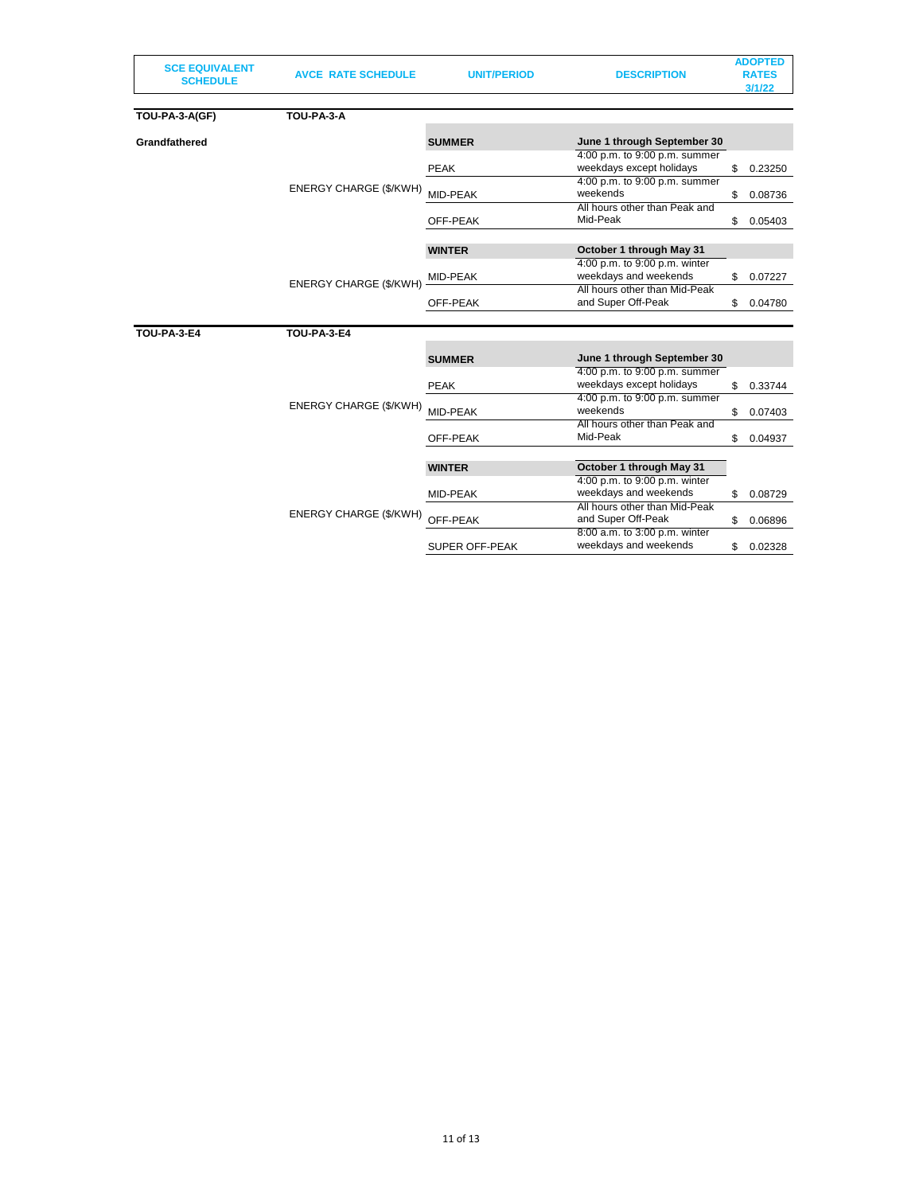| SCE EQUIVALENT SCHEDULE | AVCE RATE SCHEDULE | UNIT/PERIOD | DESCRIPTION | ADOPTED RATES 3/1/22 |
| --- | --- | --- | --- | --- |
| **TOU-PA-3-A(GF)** | **TOU-PA-3-A** | | | |
| **Grandfathered** | | **SUMMER** | **June 1 through September 30** | |
| | ENERGY CHARGE ($/KWH) | PEAK | 4:00 p.m. to 9:00 p.m. summer weekdays except holidays | $ 0.23250 |
| | | MID-PEAK | 4:00 p.m. to 9:00 p.m. summer weekends | $ 0.08736 |
| | | OFF-PEAK | All hours other than Peak and Mid-Peak | $ 0.05403 |
| | | **WINTER** | **October 1 through May 31** | |
| | ENERGY CHARGE ($/KWH) | MID-PEAK | 4:00 p.m. to 9:00 p.m. winter weekdays and weekends | $ 0.07227 |
| | | OFF-PEAK | All hours other than Mid-Peak and Super Off-Peak | $ 0.04780 |
| **TOU-PA-3-E4** | **TOU-PA-3-E4** | | | |
| | | **SUMMER** | **June 1 through September 30** | |
| | ENERGY CHARGE ($/KWH) | PEAK | 4:00 p.m. to 9:00 p.m. summer weekdays except holidays | $ 0.33744 |
| | | MID-PEAK | 4:00 p.m. to 9:00 p.m. summer weekends | $ 0.07403 |
| | | OFF-PEAK | All hours other than Peak and Mid-Peak | $ 0.04937 |
| | | **WINTER** | **October 1 through May 31** | |
| | ENERGY CHARGE ($/KWH) | MID-PEAK | 4:00 p.m. to 9:00 p.m. winter weekdays and weekends | $ 0.08729 |
| | | OFF-PEAK | All hours other than Mid-Peak and Super Off-Peak | $ 0.06896 |
| | | SUPER OFF-PEAK | 8:00 a.m. to 3:00 p.m. winter weekdays and weekends | $ 0.02328 |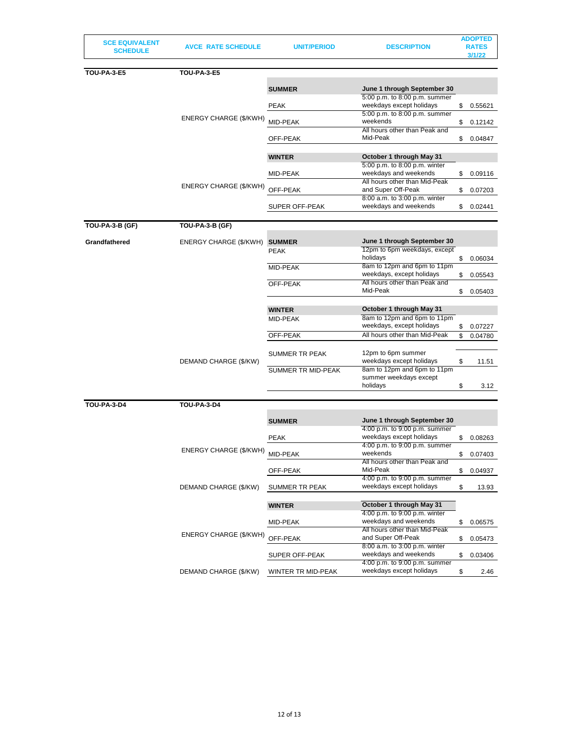| SCE EQUIVALENT SCHEDULE | AVCE RATE SCHEDULE | UNIT/PERIOD | DESCRIPTION | ADOPTED RATES 3/1/22 |
|---|---|---|---|---|
| **TOU-PA-3-E5** | **TOU-PA-3-E5** | | | |
| | | **SUMMER** | **June 1 through September 30** | |
| | ENERGY CHARGE ($/KWH) | PEAK | 5:00 p.m. to 8:00 p.m. summer weekdays except holidays | $ 0.55621 |
| | | MID-PEAK | 5:00 p.m. to 8:00 p.m. summer weekends | $ 0.12142 |
| | | OFF-PEAK | All hours other than Peak and Mid-Peak | $ 0.04847 |
| | | **WINTER** | **October 1 through May 31** | |
| | ENERGY CHARGE ($/KWH) | MID-PEAK | 5:00 p.m. to 8:00 p.m. winter weekdays and weekends | $ 0.09116 |
| | | OFF-PEAK | All hours other than Mid-Peak and Super Off-Peak | $ 0.07203 |
| | | SUPER OFF-PEAK | 8:00 a.m. to 3:00 p.m. winter weekdays and weekends | $ 0.02441 |
| **TOU-PA-3-B (GF)** | **TOU-PA-3-B (GF)** | | | |
| **Grandfathered** | ENERGY CHARGE ($/KWH) | **SUMMER** | **June 1 through September 30** | |
| | | PEAK | 12pm to 6pm weekdays, except holidays | $ 0.06034 |
| | | MID-PEAK | 8am to 12pm and 6pm to 11pm weekdays, except holidays | $ 0.05543 |
| | | OFF-PEAK | All hours other than Peak and Mid-Peak | $ 0.05403 |
| | | **WINTER** | **October 1 through May 31** | |
| | | MID-PEAK | 8am to 12pm and 6pm to 11pm weekdays, except holidays | $ 0.07227 |
| | | OFF-PEAK | All hours other than Mid-Peak | $ 0.04780 |
| | DEMAND CHARGE ($/KW) | SUMMER TR PEAK | 12pm to 6pm summer weekdays except holidays | $ 11.51 |
| | | SUMMER TR MID-PEAK | 8am to 12pm and 6pm to 11pm summer weekdays except holidays | $ 3.12 |
| **TOU-PA-3-D4** | **TOU-PA-3-D4** | | | |
| | | **SUMMER** | **June 1 through September 30** | |
| | ENERGY CHARGE ($/KWH) | PEAK | 4:00 p.m. to 9:00 p.m. summer weekdays except holidays | $ 0.08263 |
| | | MID-PEAK | 4:00 p.m. to 9:00 p.m. summer weekends | $ 0.07403 |
| | | OFF-PEAK | All hours other than Peak and Mid-Peak | $ 0.04937 |
| | DEMAND CHARGE ($/KW) | SUMMER TR PEAK | 4:00 p.m. to 9:00 p.m. summer weekdays except holidays | $ 13.93 |
| | | **WINTER** | **October 1 through May 31** | |
| | ENERGY CHARGE ($/KWH) | MID-PEAK | 4:00 p.m. to 9:00 p.m. winter weekdays and weekends | $ 0.06575 |
| | | OFF-PEAK | All hours other than Mid-Peak and Super Off-Peak | $ 0.05473 |
| | | SUPER OFF-PEAK | 8:00 a.m. to 3:00 p.m. winter weekdays and weekends | $ 0.03406 |
| | DEMAND CHARGE ($/KW) | WINTER TR MID-PEAK | 4:00 p.m. to 9:00 p.m. summer weekdays except holidays | $ 2.46 |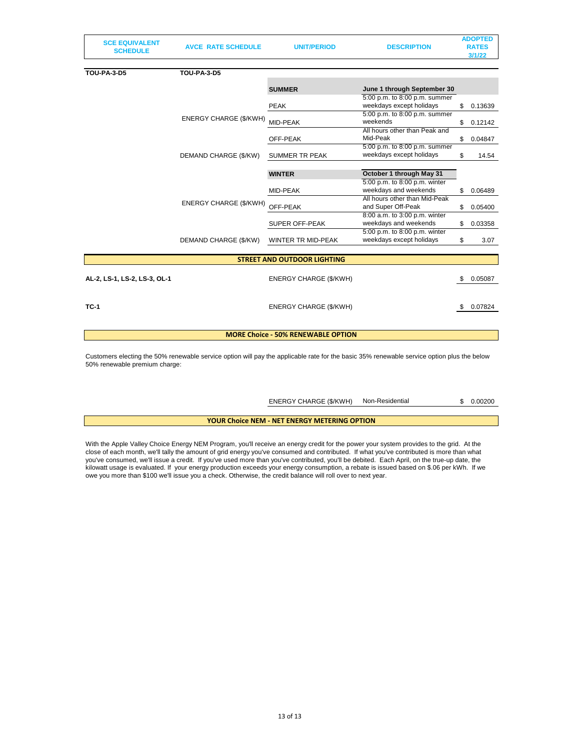| SCE EQUIVALENT SCHEDULE | AVCE RATE SCHEDULE | UNIT/PERIOD | DESCRIPTION | ADOPTED RATES 3/1/22 |
|---|---|---|---|---|
| TOU-PA-3-D5 | TOU-PA-3-D5 | | | |
| | | **SUMMER** | **June 1 through September 30** | |
| | ENERGY CHARGE ($/KWH) | PEAK | 5:00 p.m. to 8:00 p.m. summer weekdays except holidays | $ 0.13639 |
| | | MID-PEAK | 5:00 p.m. to 8:00 p.m. summer weekends | $ 0.12142 |
| | | OFF-PEAK | All hours other than Peak and Mid-Peak | $ 0.04847 |
| | DEMAND CHARGE ($/KW) | SUMMER TR PEAK | 5:00 p.m. to 8:00 p.m. summer weekdays except holidays | $ 14.54 |
| | | **WINTER** | **October 1 through May 31** | |
| | ENERGY CHARGE ($/KWH) | MID-PEAK | 5:00 p.m. to 8:00 p.m. winter weekdays and weekends | $ 0.06489 |
| | | OFF-PEAK | All hours other than Mid-Peak and Super Off-Peak | $ 0.05400 |
| | | SUPER OFF-PEAK | 8:00 a.m. to 3:00 p.m. winter weekdays and weekends | $ 0.03358 |
| | DEMAND CHARGE ($/KW) | WINTER TR MID-PEAK | 5:00 p.m. to 8:00 p.m. winter weekdays except holidays | $ 3.07 |

## STREET AND OUTDOOR LIGHTING

| | | | | |
|---|---|---|---|---|
| AL-2, LS-1, LS-2, LS-3, OL-1 | | ENERGY CHARGE ($/KWH) | | $ 0.05087 |
| TC-1 | | ENERGY CHARGE ($/KWH) | | $ 0.07824 |

## MORE Choice - 50% RENEWABLE OPTION

Customers electing the 50% renewable service option will pay the applicable rate for the basic 35% renewable service option plus the below 50% renewable premium charge:

| | | | | |
|---|---|---|---|---|
| | | ENERGY CHARGE ($/KWH) | Non-Residential | $ 0.00200 |

## YOUR Choice NEM - NET ENERGY METERING OPTION

With the Apple Valley Choice Energy NEM Program, you'll receive an energy credit for the power your system provides to the grid. At the close of each month, we'll tally the amount of grid energy you've consumed and contributed. If what you've contributed is more than what you've consumed, we'll issue a credit. If you've used more than you've contributed, you'll be debited. Each April, on the true-up date, the kilowatt usage is evaluated. If your energy production exceeds your energy consumption, a rebate is issued based on $.06 per kWh. If we owe you more than $100 we'll issue you a check. Otherwise, the credit balance will roll over to next year.